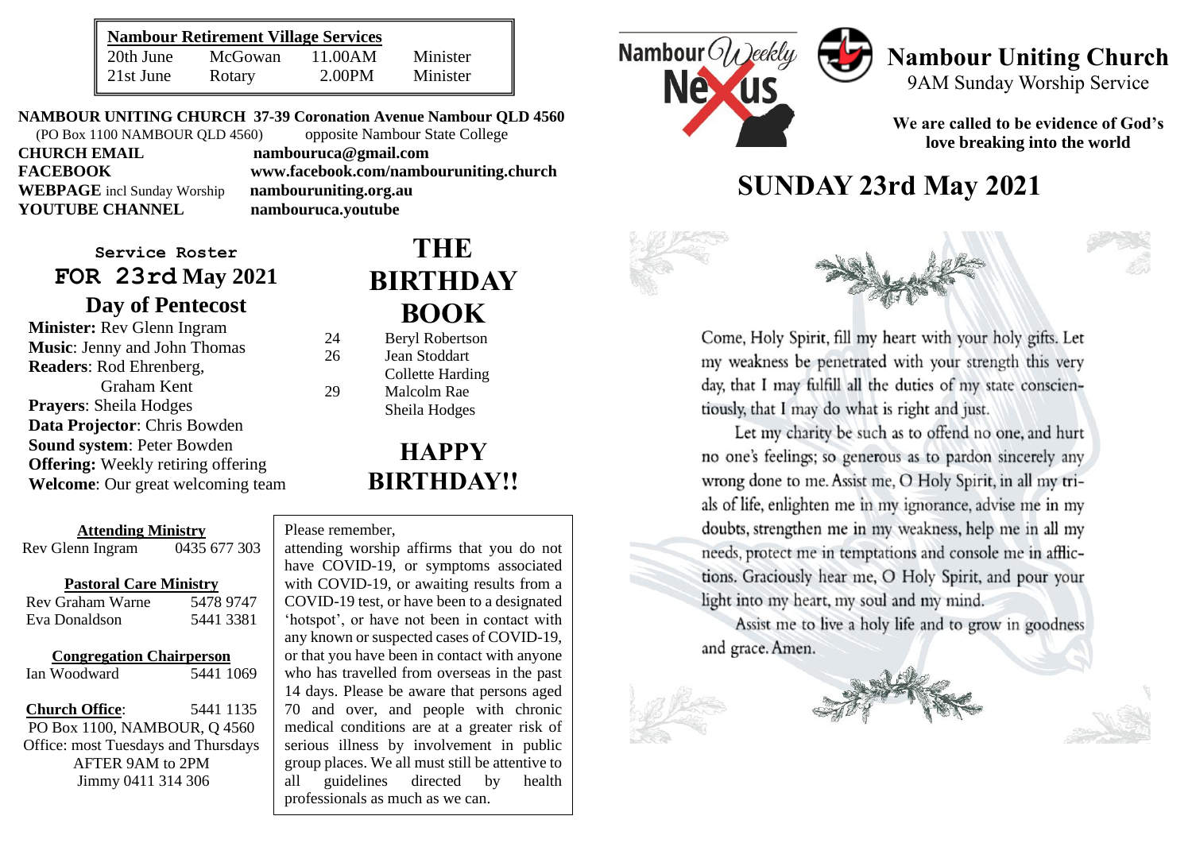| Nambour Retirement Village Services | | | |
|---|---|---|---|
| 20th June | McGowan | 11.00AM | Minister |
| 21st June | Rotary | 2.00PM | Minister |

**NAMBOUR UNITING CHURCH 37-39 Coronation Avenue Nambour QLD 4560**
(PO Box 1100 NAMBOUR QLD 4560) opposite Nambour State College

**CHURCH EMAIL** **nambouruca@gmail.com**
**FACEBOOK** **www.facebook.com/nambouruniting.church**
**WEBPAGE** incl Sunday Worship **nambouruniting.org.au**
**YOUTUBE CHANNEL** **nambouruca.youtube**

## Service Roster FOR 23rd May 2021

## Day of Pentecost

**Minister:** Rev Glenn Ingram
**Music**: Jenny and John Thomas
**Readers**: Rod Ehrenberg, Graham Kent
**Prayers**: Sheila Hodges
**Data Projector**: Chris Bowden
**Sound system**: Peter Bowden
**Offering:** Weekly retiring offering
**Welcome**: Our great welcoming team

## THE BIRTHDAY BOOK

24 Beryl Robertson
26 Jean Stoddart
Collette Harding
29 Malcolm Rae
Sheila Hodges

## HAPPY BIRTHDAY!!

**Attending Ministry**
Rev Glenn Ingram 0435 677 303

**Pastoral Care Ministry**
Rev Graham Warne 5478 9747
Eva Donaldson 5441 3381

**Congregation Chairperson**
Ian Woodward 5441 1069

**Church Office**: 5441 1135
PO Box 1100, NAMBOUR, Q 4560
Office: most Tuesdays and Thursdays
AFTER 9AM to 2PM
Jimmy 0411 314 306

Please remember,
attending worship affirms that you do not have COVID-19, or symptoms associated with COVID-19, or awaiting results from a COVID-19 test, or have been to a designated 'hotspot', or have not been in contact with any known or suspected cases of COVID-19, or that you have been in contact with anyone who has travelled from overseas in the past 14 days. Please be aware that persons aged 70 and over, and people with chronic medical conditions are at a greater risk of serious illness by involvement in public group places. We all must still be attentive to all guidelines directed by health professionals as much as we can.

Nambour Weekly Nexus

# Nambour Uniting Church

9AM Sunday Worship Service

**We are called to be evidence of God's love breaking into the world**

# SUNDAY 23rd May 2021

Come, Holy Spirit, fill my heart with your holy gifts. Let my weakness be penetrated with your strength this very day, that I may fulfill all the duties of my state conscientiously, that I may do what is right and just.

Let my charity be such as to offend no one, and hurt no one's feelings; so generous as to pardon sincerely any wrong done to me. Assist me, O Holy Spirit, in all my trials of life, enlighten me in my ignorance, advise me in my doubts, strengthen me in my weakness, help me in all my needs, protect me in temptations and console me in afflictions. Graciously hear me, O Holy Spirit, and pour your light into my heart, my soul and my mind.

Assist me to live a holy life and to grow in goodness and grace. Amen.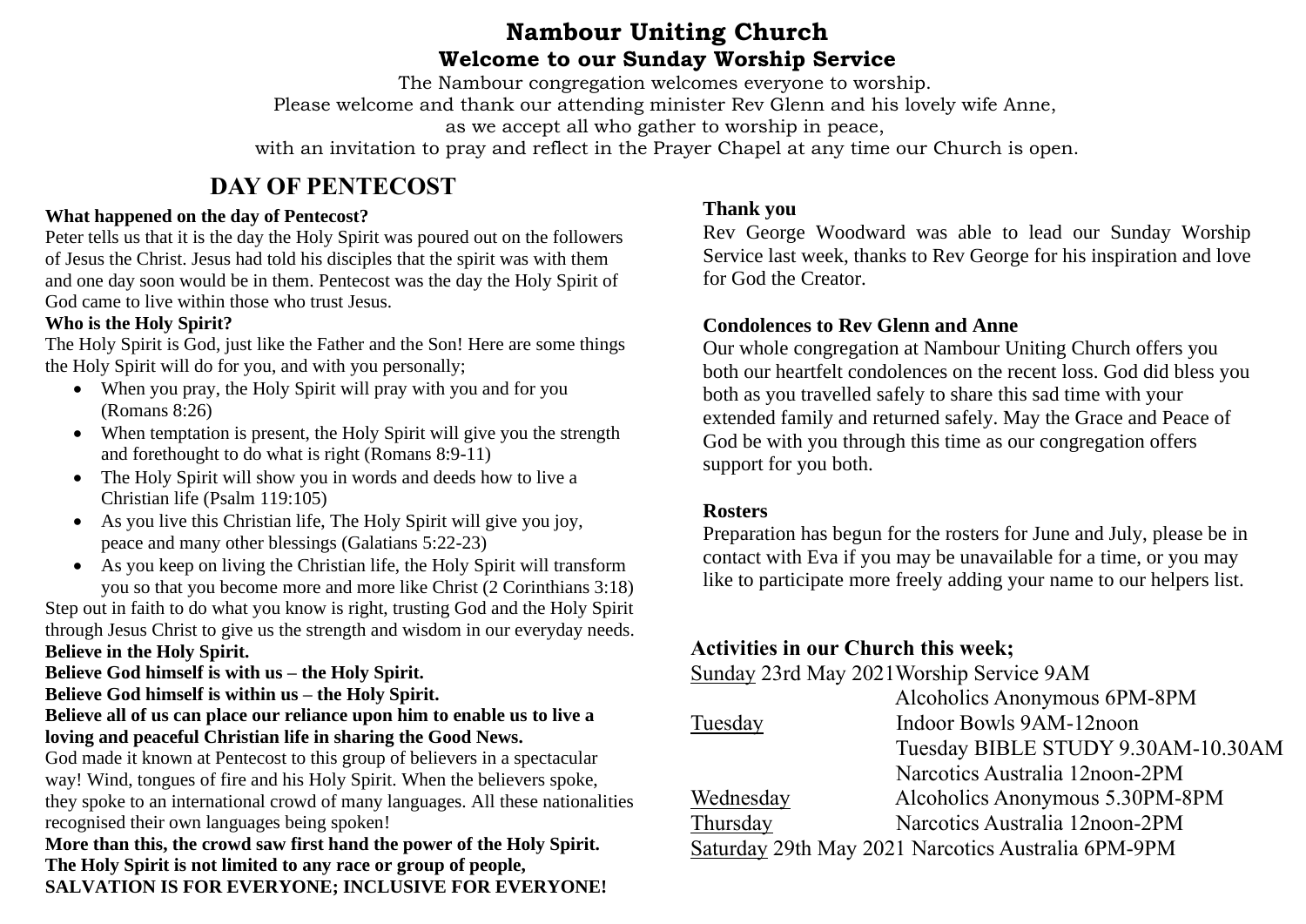# Nambour Uniting Church

## Welcome to our Sunday Worship Service

The Nambour congregation welcomes everyone to worship.
Please welcome and thank our attending minister Rev Glenn and his lovely wife Anne,
as we accept all who gather to worship in peace,
with an invitation to pray and reflect in the Prayer Chapel at any time our Church is open.

## DAY OF PENTECOST

**What happened on the day of Pentecost?**

Peter tells us that it is the day the Holy Spirit was poured out on the followers of Jesus the Christ. Jesus had told his disciples that the spirit was with them and one day soon would be in them. Pentecost was the day the Holy Spirit of God came to live within those who trust Jesus.

**Who is the Holy Spirit?**

The Holy Spirit is God, just like the Father and the Son! Here are some things the Holy Spirit will do for you, and with you personally;

- When you pray, the Holy Spirit will pray with you and for you (Romans 8:26)
- When temptation is present, the Holy Spirit will give you the strength and forethought to do what is right (Romans 8:9-11)
- The Holy Spirit will show you in words and deeds how to live a Christian life (Psalm 119:105)
- As you live this Christian life, The Holy Spirit will give you joy, peace and many other blessings (Galatians 5:22-23)
- As you keep on living the Christian life, the Holy Spirit will transform you so that you become more and more like Christ (2 Corinthians 3:18)

Step out in faith to do what you know is right, trusting God and the Holy Spirit through Jesus Christ to give us the strength and wisdom in our everyday needs.

**Believe in the Holy Spirit.**
**Believe God himself is with us – the Holy Spirit.**
**Believe God himself is within us – the Holy Spirit.**
**Believe all of us can place our reliance upon him to enable us to live a loving and peaceful Christian life in sharing the Good News.**

God made it known at Pentecost to this group of believers in a spectacular way! Wind, tongues of fire and his Holy Spirit. When the believers spoke, they spoke to an international crowd of many languages. All these nationalities recognised their own languages being spoken!

**More than this, the crowd saw first hand the power of the Holy Spirit.**
**The Holy Spirit is not limited to any race or group of people,**
**SALVATION IS FOR EVERYONE; INCLUSIVE FOR EVERYONE!**

**Thank you**

Rev George Woodward was able to lead our Sunday Worship Service last week, thanks to Rev George for his inspiration and love for God the Creator.

**Condolences to Rev Glenn and Anne**

Our whole congregation at Nambour Uniting Church offers you both our heartfelt condolences on the recent loss. God did bless you both as you travelled safely to share this sad time with your extended family and returned safely. May the Grace and Peace of God be with you through this time as our congregation offers support for you both.

**Rosters**

Preparation has begun for the rosters for June and July, please be in contact with Eva if you may be unavailable for a time, or you may like to participate more freely adding your name to our helpers list.

### Activities in our Church this week;

Sunday 23rd May 2021 Worship Service 9AM
Alcoholics Anonymous 6PM-8PM

Tuesday Indoor Bowls 9AM-12noon
Tuesday BIBLE STUDY 9.30AM-10.30AM
Narcotics Australia 12noon-2PM

Wednesday Alcoholics Anonymous 5.30PM-8PM

Thursday Narcotics Australia 12noon-2PM

Saturday 29th May 2021 Narcotics Australia 6PM-9PM